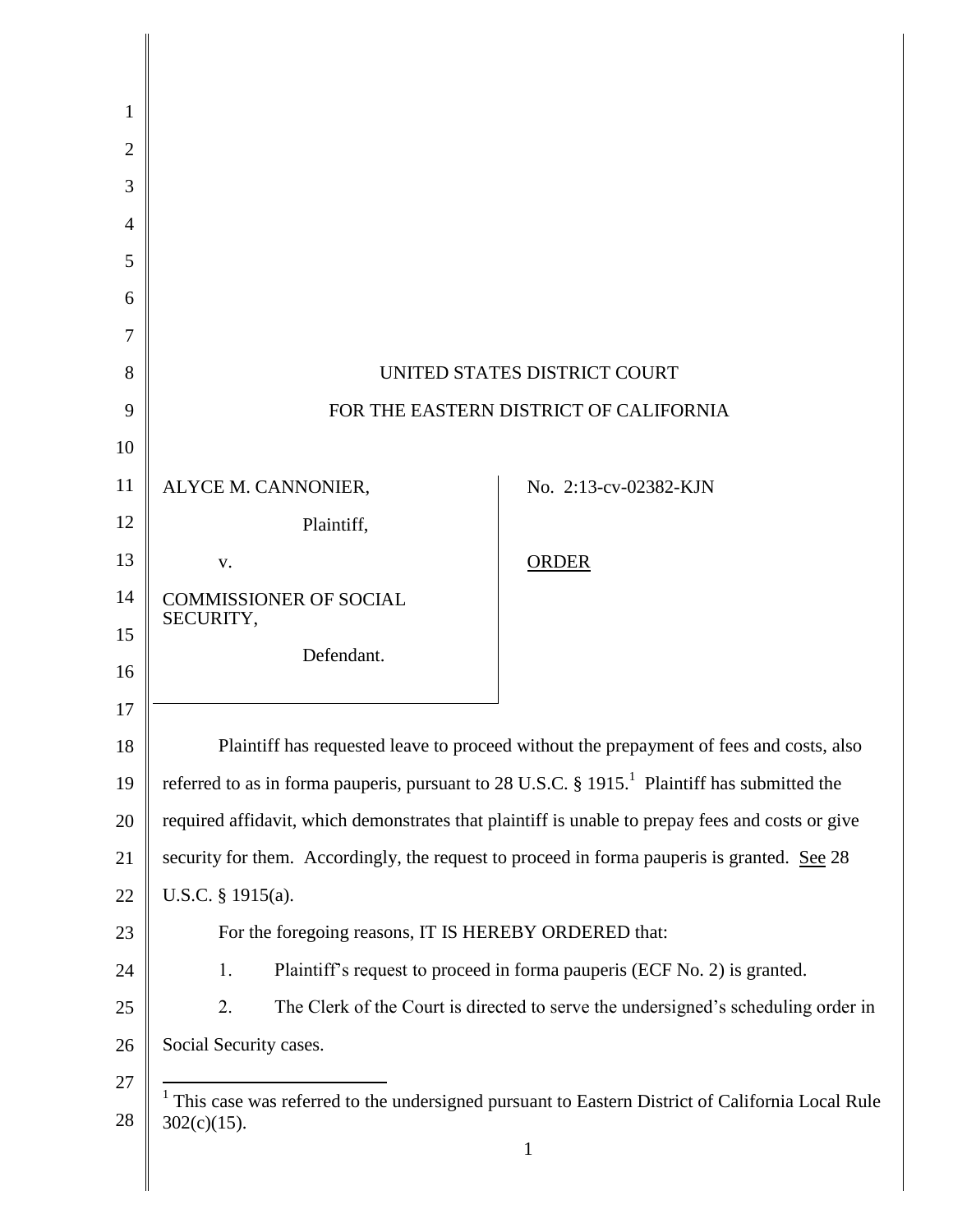UNITED STATES DISTRICT COURT

FOR THE EASTERN DISTRICT OF CALIFORNIA

| | |
|---|---|
| ALYCE M. CANNONIER,<br><br>Plaintiff,<br><br>v.<br><br>COMMISSIONER OF SOCIAL SECURITY,<br><br>Defendant. | No. 2:13-cv-02382-KJN<br><br><u>ORDER</u> |

Plaintiff has requested leave to proceed without the prepayment of fees and costs, also referred to as in forma pauperis, pursuant to 28 U.S.C. § 1915.[1] Plaintiff has submitted the required affidavit, which demonstrates that plaintiff is unable to prepay fees and costs or give security for them. Accordingly, the request to proceed in forma pauperis is granted. <u>See</u> 28 U.S.C. § 1915(a).

For the foregoing reasons, IT IS HEREBY ORDERED that:

1. Plaintiff's request to proceed in forma pauperis (ECF No. 2) is granted.
2. The Clerk of the Court is directed to serve the undersigned's scheduling order in Social Security cases.

[1] This case was referred to the undersigned pursuant to Eastern District of California Local Rule 302(c)(15).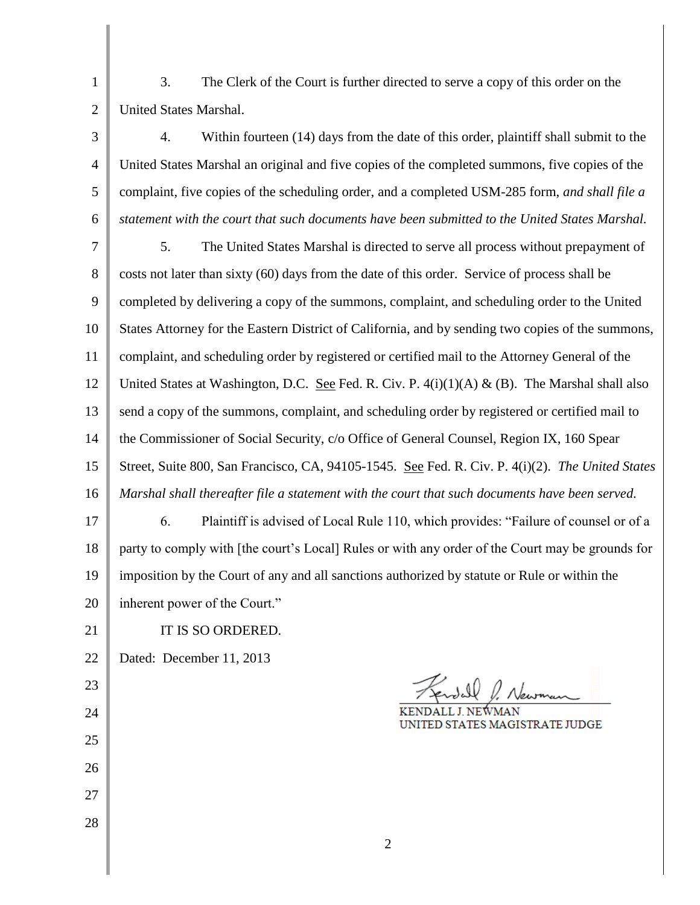3. The Clerk of the Court is further directed to serve a copy of this order on the United States Marshal.

4. Within fourteen (14) days from the date of this order, plaintiff shall submit to the United States Marshal an original and five copies of the completed summons, five copies of the complaint, five copies of the scheduling order, and a completed USM-285 form, *and shall file a statement with the court that such documents have been submitted to the United States Marshal.*

5. The United States Marshal is directed to serve all process without prepayment of costs not later than sixty (60) days from the date of this order. Service of process shall be completed by delivering a copy of the summons, complaint, and scheduling order to the United States Attorney for the Eastern District of California, and by sending two copies of the summons, complaint, and scheduling order by registered or certified mail to the Attorney General of the United States at Washington, D.C. See Fed. R. Civ. P. 4(i)(1)(A) & (B). The Marshal shall also send a copy of the summons, complaint, and scheduling order by registered or certified mail to the Commissioner of Social Security, c/o Office of General Counsel, Region IX, 160 Spear Street, Suite 800, San Francisco, CA, 94105-1545. See Fed. R. Civ. P. 4(i)(2). *The United States Marshal shall thereafter file a statement with the court that such documents have been served.*

6. Plaintiff is advised of Local Rule 110, which provides: "Failure of counsel or of a party to comply with [the court's Local] Rules or with any order of the Court may be grounds for imposition by the Court of any and all sanctions authorized by statute or Rule or within the inherent power of the Court."

IT IS SO ORDERED.

Dated: December 11, 2013

KENDALL J. NEWMAN
UNITED STATES MAGISTRATE JUDGE